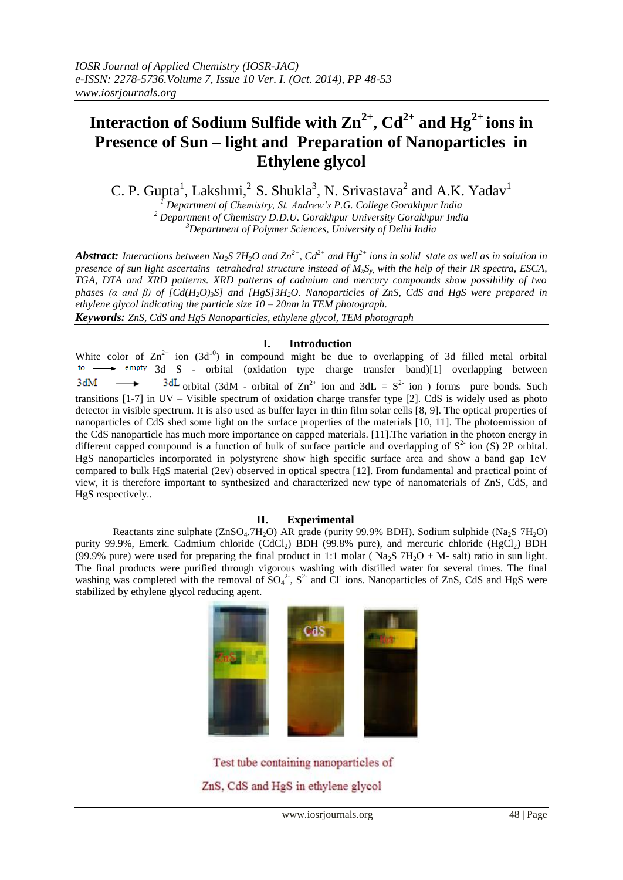# Interaction of Sodium Sulfide with $Zn^{2+}$, $Cd^{2+}$ and $Hg^{2+}$ ions in Presence of Sun – light and Preparation of Nanoparticles in Ethylene glycol

C. P. Gupta[1], Lakshmi,[2] S. Shukla[3], N. Srivastava[2] and A.K. Yadav[1]

[1] Department of Chemistry, St. Andrew's P.G. College Gorakhpur India
[2] Department of Chemistry D.D.U. Gorakhpur University Gorakhpur India
[3] Department of Polymer Sciences, University of Delhi India

***Abstract:*** *Interactions between $Na_2S$ $7H_2O$ and $Zn^{2+}$, $Cd^{2+}$ and $Hg^{2+}$ ions in solid state as well as in solution in presence of sun light ascertains tetrahedral structure instead of $M_xS_y$, with the help of their IR spectra, ESCA, TGA, DTA and XRD patterns. XRD patterns of cadmium and mercury compounds show possibility of two phases (α and β) of $[Cd(H_2O)_3S]$ and $[HgS]3H_2O$. Nanoparticles of ZnS, CdS and HgS were prepared in ethylene glycol indicating the particle size 10 – 20nm in TEM photograph.*

***Keywords:*** *ZnS, CdS and HgS Nanoparticles, ethylene glycol, TEM photograph*

## I. Introduction

White color of $Zn^{2+}$ ion ($3d^{10}$) in compound might be due to overlapping of 3d filled metal orbital to $\longrightarrow$ empty 3d S - orbital (oxidation type charge transfer band)[1] overlapping between 3dM $\longrightarrow$ 3dL orbital (3dM - orbital of $Zn^{2+}$ ion and 3dL = $S^{2-}$ ion ) forms pure bonds. Such transitions [1-7] in UV – Visible spectrum of oxidation charge transfer type [2]. CdS is widely used as photo detector in visible spectrum. It is also used as buffer layer in thin film solar cells [8, 9]. The optical properties of nanoparticles of CdS shed some light on the surface properties of the materials [10, 11]. The photoemission of the CdS nanoparticle has much more importance on capped materials. [11].The variation in the photon energy in different capped compound is a function of bulk of surface particle and overlapping of $S^{2-}$ ion (S) 2P orbital. HgS nanoparticles incorporated in polystyrene show high specific surface area and show a band gap 1eV compared to bulk HgS material (2ev) observed in optical spectra [12]. From fundamental and practical point of view, it is therefore important to synthesized and characterized new type of nanomaterials of ZnS, CdS, and HgS respectively..

## II. Experimental

Reactants zinc sulphate ($ZnSO_4.7H_2O$) AR grade (purity 99.9% BDH). Sodium sulphide ($Na_2S$ $7H_2O$) purity 99.9%, Emerk. Cadmium chloride ($CdCl_2$) BDH (99.8% pure), and mercuric chloride ($HgCl_2$) BDH (99.9% pure) were used for preparing the final product in 1:1 molar ( $Na_2S$ $7H_2O$ + M- salt) ratio in sun light. The final products were purified through vigorous washing with distilled water for several times. The final washing was completed with the removal of $SO_4^{2-}$, $S^{2-}$ and $Cl^-$ ions. Nanoparticles of ZnS, CdS and HgS were stabilized by ethylene glycol reducing agent.

Test tube containing nanoparticles of ZnS, CdS and HgS in ethylene glycol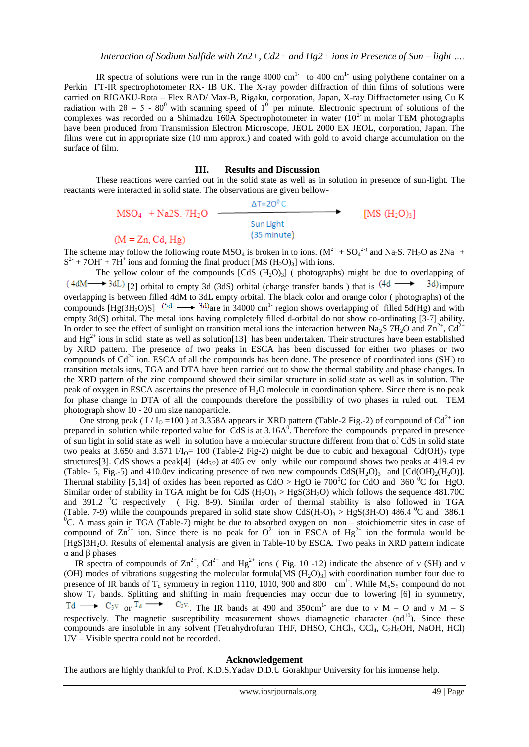IR spectra of solutions were run in the range 4000 $cm^{1-}$ to 400 $cm^{1-}$ using polythene container on a Perkin FT-IR spectrophotometer RX- IB UK. The X-ray powder diffraction of thin films of solutions were carried on RIGAKU-Rota – Flex RAD/ Max-B, Rigaku, corporation, Japan, X-ray Diffractometer using Cu K radiation with 2θ = 5 - $80^0$ with scanning speed of $1^0$ per minute. Electronic spectrum of solutions of the complexes was recorded on a Shimadzu 160A Spectrophotometer in water ($10^{2-}$ m molar TEM photographs have been produced from Transmission Electron Microscope, JEOL 2000 EX JEOL, corporation, Japan. The films were cut in appropriate size (10 mm approx.) and coated with gold to avoid charge accumulation on the surface of film.

## III. Results and Discussion

These reactions were carried out in the solid state as well as in solution in presence of sun-light. The reactants were interacted in solid state. The observations are given bellow-

$$MSO_4 + Na2S.\ 7H_2O \xrightarrow[\text{Sun Light (35 minute)}]{\Delta T = 20^0 C} [MS\ (H_2O)_3]$$

(M = Zn, Cd, Hg)

The scheme may follow the following route $MSO_4$ is broken in to ions. ($M^{2+}$ + $SO_4^{2-)}$ and $Na_2S$. $7H_2O$ as $2Na^+$ + $S^{2-}$ + $7OH^-$ + $7H^+$ ions and forming the final product [MS $(H_2O)_3$] with ions.

The yellow colour of the compounds [CdS $(H_2O)_3$] ( photographs) might be due to overlapping of (4dM ⟶ 3dL) [2] orbital to empty 3d (3dS) orbital (charge transfer bands ) that is (4d ⟶ 3d) impure overlapping is between filled 4dM to 3dL empty orbital. The black color and orange color ( photographs) of the compounds [Hg($3H_2O$)S] (5d ⟶ 3d) are in 34000 $cm^{1-}$ region shows overlapping of filled 5d(Hg) and with empty 3d(S) orbital. The metal ions having completely filled d-orbital do not show co-ordinating [3-7] ability. In order to see the effect of sunlight on transition metal ions the interaction between $Na_2S$ $7H_2O$ and $Zn^{2+}$, $Cd^{2+}$ and $Hg^{2+}$ ions in solid state as well as solution[13] has been undertaken. Their structures have been established by XRD pattern. The presence of two peaks in ESCA has been discussed for either two phases or two compounds of $Cd^{2+}$ ion. ESCA of all the compounds has been done. The presence of coordinated ions ($SH^-$) to transition metals ions, TGA and DTA have been carried out to show the thermal stability and phase changes. In the XRD pattern of the zinc compound showed their similar structure in solid state as well as in solution. The peak of oxygen in ESCA ascertains the presence of $H_2O$ molecule in coordination sphere. Since there is no peak for phase change in DTA of all the compounds therefore the possibility of two phases in ruled out. TEM photograph show 10 - 20 nm size nanoparticle.

One strong peak ( I / $I_O$ =100 ) at 3.358A appears in XRD pattern (Table-2 Fig.-2) of compound of $Cd^{2+}$ ion prepared in solution while reported value for CdS is at $3.16A^0$. Therefore the compounds prepared in presence of sun light in solid state as well in solution have a molecular structure different from that of CdS in solid state two peaks at 3.650 and 3.571 I/$I_O$= 100 (Table-2 Fig-2) might be due to cubic and hexagonal $Cd(OH)_2$ type structures[3]. CdS shows a peak[4] ($4d_{5/2}$) at 405 ev only while our compound shows two peaks at 419.4 ev (Table- 5, Fig.-5) and 410.0ev indicating presence of two new compounds $CdS(H_2O)_3$ and $[Cd(OH)_2(H_2O)]$. Thermal stability [5,14] of oxides has been reported as CdO > HgO ie $700^0C$ for CdO and 360 $^0C$ for HgO. Similar order of stability in TGA might be for CdS $(H_2O)_3$ > HgS($3H_2O$) which follows the sequence 481.70C and 391.2 $^0C$ respectively ( Fig. 8-9). Similar order of thermal stability is also followed in TGA (Table. 7-9) while the compounds prepared in solid state show CdS$(H_2O)_3$ > HgS($3H_2O$) 486.4 $^0C$ and 386.1 $^0C$. A mass gain in TGA (Table-7) might be due to absorbed oxygen on non – stoichiometric sites in case of compound of $Zn^{2+}$ ion. Since there is no peak for $O^{2-}$ ion in ESCA of $Hg^{2+}$ ion the formula would be [HgS]$3H_2O$. Results of elemental analysis are given in Table-10 by ESCA. Two peaks in XRD pattern indicate α and β phases

IR spectra of compounds of $Zn^{2+}$, $Cd^{2+}$ and $Hg^{2+}$ ions ( Fig. 10 -12) indicate the absence of ν (SH) and ν (OH) modes of vibrations suggesting the molecular formula[MS $(H_2O)_3$] with coordination number four due to presence of IR bands of $T_d$ symmetry in region 1110, 1010, 900 and 800 $cm^{1-}$. While $M_xS_Y$ compound do not show $T_d$ bands. Splitting and shifting in main frequencies may occur due to lowering [6] in symmetry, $T_d \longrightarrow C_{3V}$ or $T_d \longrightarrow C_{2V}$. The IR bands at 490 and $350cm^{1-}$ are due to ν M – O and ν M – S respectively. The magnetic susceptibility measurement shows diamagnetic character ($nd^{10}$). Since these compounds are insoluble in any solvent (Tetrahydrofuran THF, DHSO, $CHCl_3$, $CCl_4$, $C_2H_5OH$, NaOH, HCl) UV – Visible spectra could not be recorded.

## Acknowledgement

The authors are highly thankful to Prof. K.D.S.Yadav D.D.U Gorakhpur University for his immense help.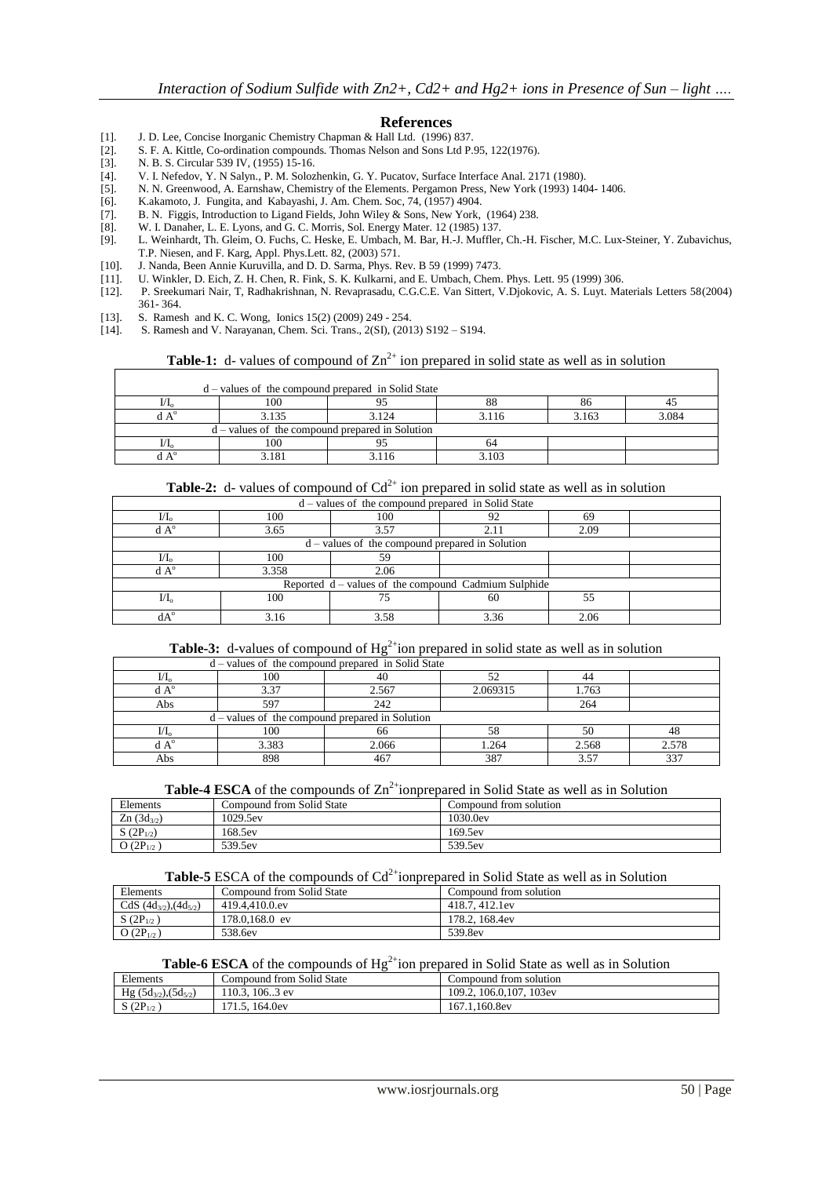## References

[1]. J. D. Lee, Concise Inorganic Chemistry Chapman & Hall Ltd. (1996) 837.
[2]. S. F. A. Kittle, Co-ordination compounds. Thomas Nelson and Sons Ltd P.95, 122(1976).
[3]. N. B. S. Circular 539 IV, (1955) 15-16.
[4]. V. I. Nefedov, Y. N Salyn., P. M. Solozhenkin, G. Y. Pucatov, Surface Interface Anal. 2171 (1980).
[5]. N. N. Greenwood, A. Earnshaw, Chemistry of the Elements. Pergamon Press, New York (1993) 1404- 1406.
[6]. K.akamoto, J. Fungita, and Kabayashi, J. Am. Chem. Soc, 74, (1957) 4904.
[7]. B. N. Figgis, Introduction to Ligand Fields, John Wiley & Sons, New York, (1964) 238.
[8]. W. I. Danaher, L. E. Lyons, and G. C. Morris, Sol. Energy Mater. 12 (1985) 137.
[9]. L. Weinhardt, Th. Gleim, O. Fuchs, C. Heske, E. Umbach, M. Bar, H.-J. Muffler, Ch.-H. Fischer, M.C. Lux-Steiner, Y. Zubavichus, T.P. Niesen, and F. Karg, Appl. Phys.Lett. 82, (2003) 571.
[10]. J. Nanda, Been Annie Kuruvilla, and D. D. Sarma, Phys. Rev. B 59 (1999) 7473.
[11]. U. Winkler, D. Eich, Z. H. Chen, R. Fink, S. K. Kulkarni, and E. Umbach, Chem. Phys. Lett. 95 (1999) 306.
[12]. P. Sreekumari Nair, T, Radhakrishnan, N. Revaprasadu, C.G.C.E. Van Sittert, V.Djokovic, A. S. Luyt. Materials Letters 58(2004) 361- 364.
[13]. S. Ramesh and K. C. Wong, Ionics 15(2) (2009) 249 - 254.
[14]. S. Ramesh and V. Narayanan, Chem. Sci. Trans., 2(SI), (2013) S192 – S194.

**Table-1:** d- values of compound of $Zn^{2+}$ ion prepared in solid state as well as in solution

| d – values of the compound prepared in Solid State | | | | | |
|---|---|---|---|---|---|
| $I/I_o$ | 100 | 95 | 88 | 86 | 45 |
| d A° | 3.135 | 3.124 | 3.116 | 3.163 | 3.084 |
| d – values of the compound prepared in Solution | | | | | |
| $I/I_o$ | 100 | 95 | 64 | | |
| d A° | 3.181 | 3.116 | 3.103 | | |

**Table-2:** d- values of compound of $Cd^{2+}$ ion prepared in solid state as well as in solution

| d – values of the compound prepared in Solid State | | | | | |
|---|---|---|---|---|---|
| $I/I_o$ | 100 | 100 | 92 | 69 | |
| d A° | 3.65 | 3.57 | 2.11 | 2.09 | |
| d – values of the compound prepared in Solution | | | | | |
| $I/I_o$ | 100 | 59 | | | |
| d A° | 3.358 | 2.06 | | | |
| Reported d – values of the compound Cadmium Sulphide | | | | | |
| $I/I_o$ | 100 | 75 | 60 | 55 | |
| dA° | 3.16 | 3.58 | 3.36 | 2.06 | |

**Table-3:** d-values of compound of $Hg^{2+}$ion prepared in solid state as well as in solution

| d – values of the compound prepared in Solid State | | | | | |
|---|---|---|---|---|---|
| $I/I_o$ | 100 | 40 | 52 | 44 | |
| d A° | 3.37 | 2.567 | 2.069315 | 1.763 | |
| Abs | 597 | 242 | | 264 | |
| d – values of the compound prepared in Solution | | | | | |
| $I/I_o$ | 100 | 66 | 58 | 50 | 48 |
| d A° | 3.383 | 2.066 | 1.264 | 2.568 | 2.578 |
| Abs | 898 | 467 | 387 | 3.57 | 337 |

**Table-4 ESCA** of the compounds of $Zn^{2+}$ionprepared in Solid State as well as in Solution

| Elements | Compound from Solid State | Compound from solution |
|---|---|---|
| Zn $(3d_{3/2})$ | 1029.5ev | 1030.0ev |
| S $(2P_{1/2})$ | 168.5ev | 169.5ev |
| O $(2P_{1/2})$ | 539.5ev | 539.5ev |

**Table-5** ESCA of the compounds of $Cd^{2+}$ionprepared in Solid State as well as in Solution

| Elements | Compound from Solid State | Compound from solution |
|---|---|---|
| CdS $(4d_{3/2}),(4d_{5/2})$ | 419.4,410.0.ev | 418.7, 412.1ev |
| S $(2P_{1/2})$ | 178.0,168.0 ev | 178.2, 168.4ev |
| O $(2P_{1/2})$ | 538.6ev | 539.8ev |

**Table-6 ESCA** of the compounds of $Hg^{2+}$ion prepared in Solid State as well as in Solution

| Elements | Compound from Solid State | Compound from solution |
|---|---|---|
| Hg $(5d_{3/2}),(5d_{5/2})$ | 110.3, 106..3 ev | 109.2, 106.0,107, 103ev |
| S $(2P_{1/2})$ | 171.5, 164.0ev | 167.1,160.8ev |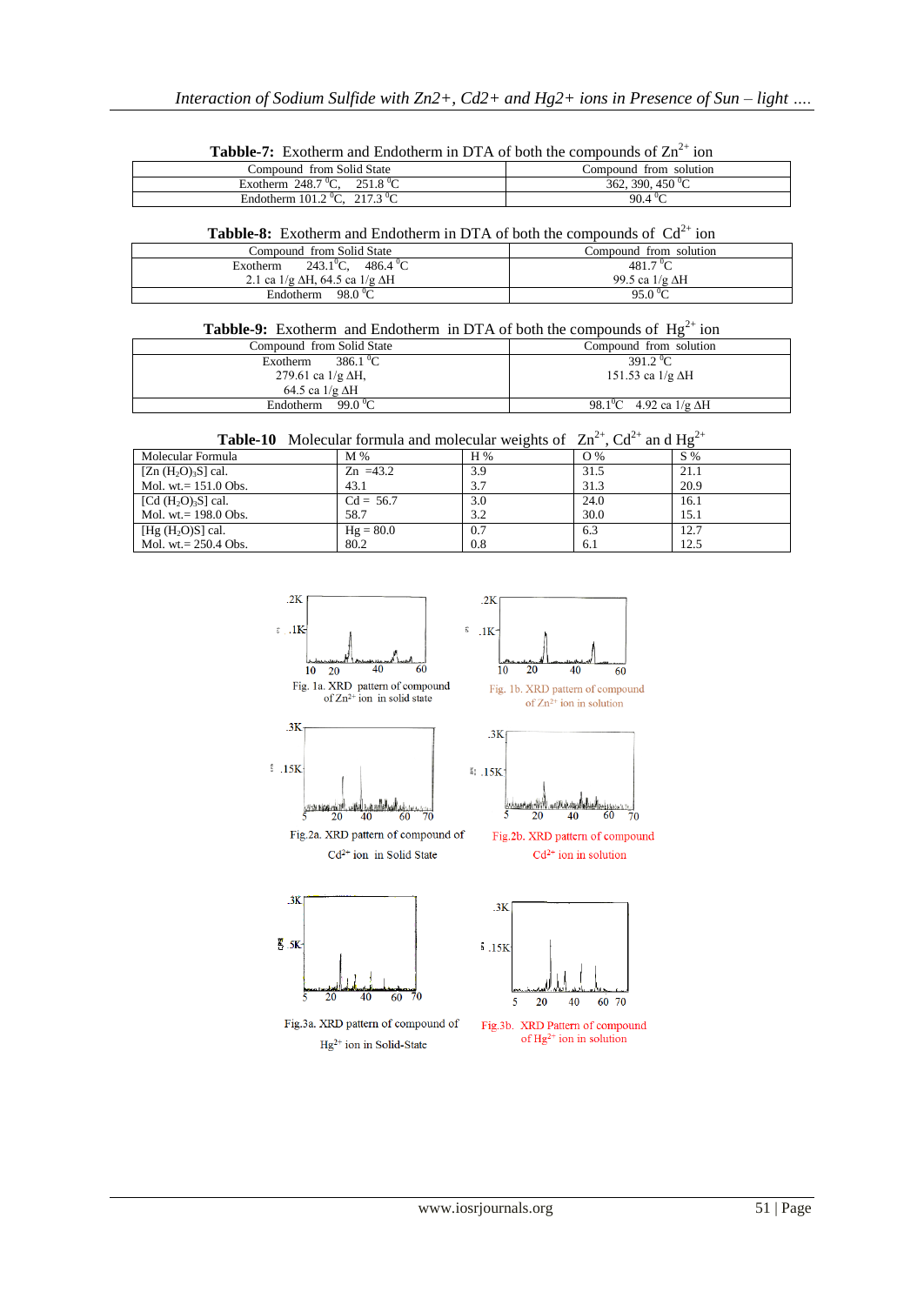**Tabble-7:** Exotherm and Endotherm in DTA of both the compounds of $Zn^{2+}$ ion

| Compound from Solid State | Compound from solution |
|---|---|
| Exotherm 248.7 $^0$C, 251.8 $^0$C | 362, 390, 450 $^0$C |
| Endotherm 101.2 $^0$C, 217.3 $^0$C | 90.4 $^0$C |

**Tabble-8:** Exotherm and Endotherm in DTA of both the compounds of $Cd^{2+}$ ion

| Compound from Solid State | Compound from solution |
|---|---|
| Exotherm 243.1$^0$C, 486.4 $^0$C<br>2.1 ca 1/g ΔH, 64.5 ca 1/g ΔH | 481.7 $^0$C<br>99.5 ca 1/g ΔH |
| Endotherm 98.0 $^0$C | 95.0 $^0$C |

**Tabble-9:** Exotherm and Endotherm in DTA of both the compounds of $Hg^{2+}$ ion

| Compound from Solid State | Compound from solution |
|---|---|
| Exotherm 386.1 $^0$C<br>279.61 ca 1/g ΔH,<br>64.5 ca 1/g ΔH | 391.2 $^0$C<br>151.53 ca 1/g ΔH |
| Endotherm 99.0 $^0$C | 98.1$^0$C 4.92 ca 1/g ΔH |

**Table-10** Molecular formula and molecular weights of $Zn^{2+}$, $Cd^{2+}$ an d $Hg^{2+}$

| Molecular Formula | M % | H % | O % | S % |
|---|---|---|---|---|
| $[Zn(H_2O)_3S]$ cal.<br>Mol. wt.= 151.0 Obs. | Zn =43.2<br>43.1 | 3.9<br>3.7 | 31.5<br>31.3 | 21.1<br>20.9 |
| $[Cd(H_2O)_3S]$ cal.<br>Mol. wt.= 198.0 Obs. | Cd = 56.7<br>58.7 | 3.0<br>3.2 | 24.0<br>30.0 | 16.1<br>15.1 |
| $[Hg(H_2O)S]$ cal.<br>Mol. wt.= 250.4 Obs. | Hg = 80.0<br>80.2 | 0.7<br>0.8 | 6.3<br>6.1 | 12.7<br>12.5 |

Fig. 1a. XRD pattern of compound of $Zn^{2+}$ ion in solid state

Fig. 1b. XRD pattern of compound of $Zn^{2+}$ ion in solution

Fig.2a. XRD pattern of compound of $Cd^{2+}$ ion in Solid State

Fig.2b. XRD pattern of compound $Cd^{2+}$ ion in solution

Fig.3a. XRD pattern of compound of $Hg^{2+}$ ion in Solid-State

Fig.3b. XRD Pattern of compound of $Hg^{2+}$ ion in solution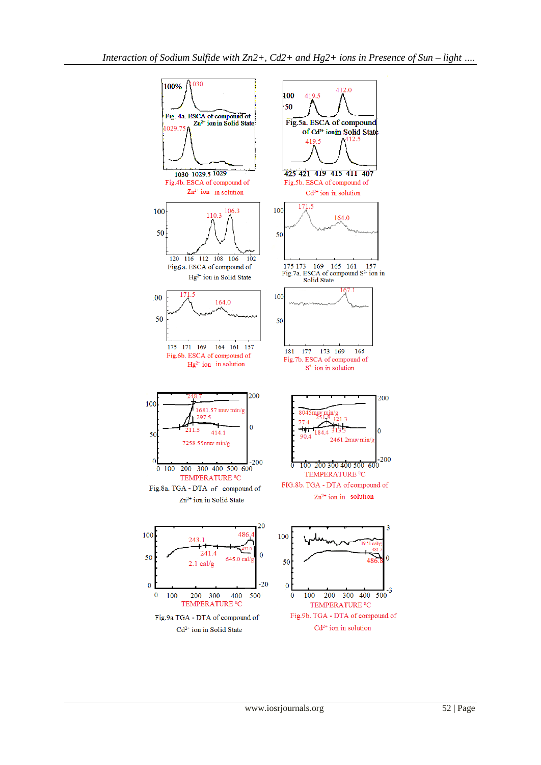Fig. 4a. ESCA of compound of $Zn^{2+}$ ion in Solid State

Fig.4b. ESCA of compound of $Zn^{2+}$ ion in solution

Fig.5a. ESCA of compound of $Cd^{2+}$ ion in Solid State

Fig.5b. ESCA of compound of $Cd^{2+}$ ion in solution

Fig.6a. ESCA of compound of $Hg^{2+}$ ion in Solid State

Fig.7a. ESCA of compound $S^{2-}$ ion in Solid State

Fig.6b. ESCA of compound of $Hg^{2+}$ ion in solution

Fig.7b. ESCA of compound of $S^{2-}$ ion in solution

Fig.8a. TGA - DTA of compound of $Zn^{2+}$ ion in Solid State

FIG.8b. TGA - DTA of compound of $Zn^{2+}$ ion in solution

Fig.9a TGA - DTA of compound of $Cd^{2+}$ ion in Solid State

Fig.9b. TGA - DTA of compound of $Cd^{2+}$ ion in solution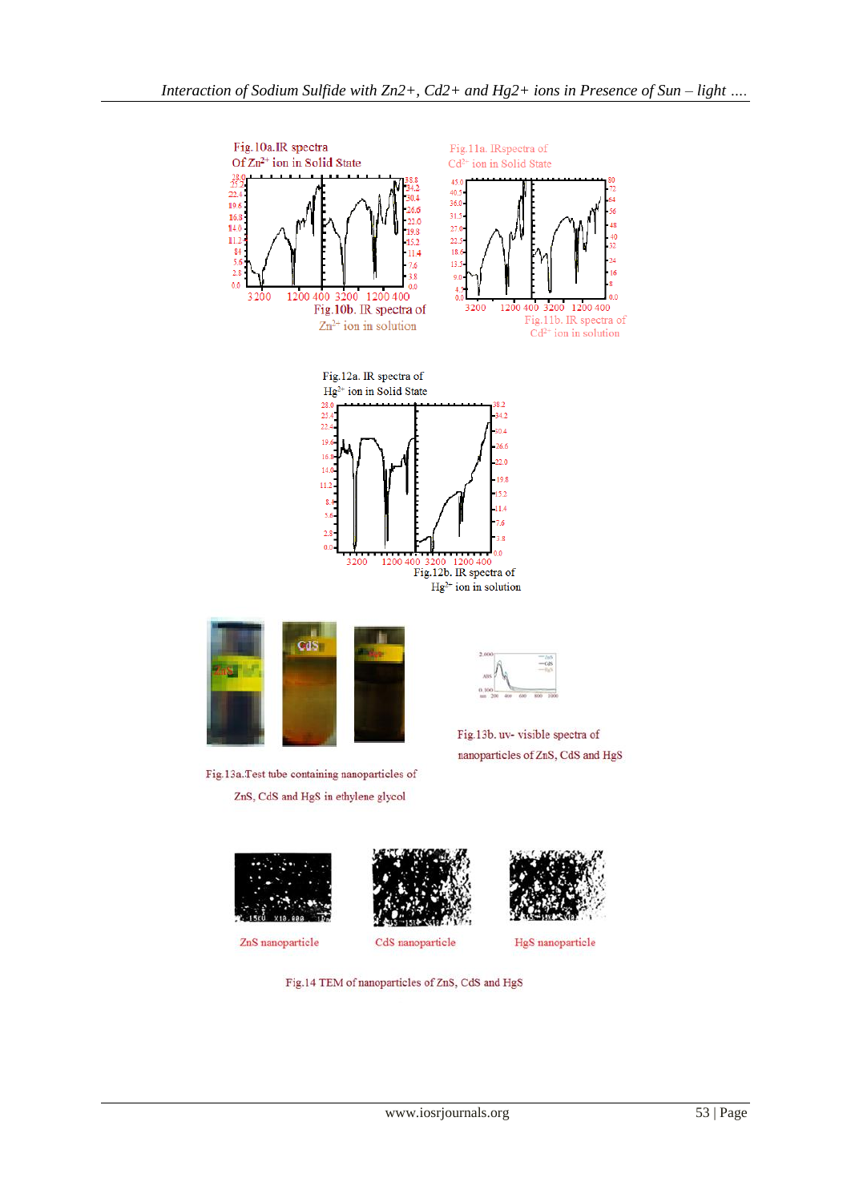Fig.10a.IR spectra Of $Zn^{2+}$ ion in Solid State

Fig.10b. IR spectra of $Zn^{2+}$ ion in solution

Fig.11a. IRspectra of $Cd^{2+}$ ion in Solid State

Fig.11b. IR spectra of $Cd^{2+}$ ion in solution

Fig.12a. IR spectra of $Hg^{2+}$ ion in Solid State

Fig.12b. IR spectra of $Hg^{2+}$ ion in solution

Fig.13a.Test tube containing nanoparticles of ZnS, CdS and HgS in ethylene glycol

Fig.13b. uv- visible spectra of nanoparticles of ZnS, CdS and HgS

ZnS nanoparticle

CdS nanoparticle

HgS nanoparticle

Fig.14 TEM of nanoparticles of ZnS, CdS and HgS